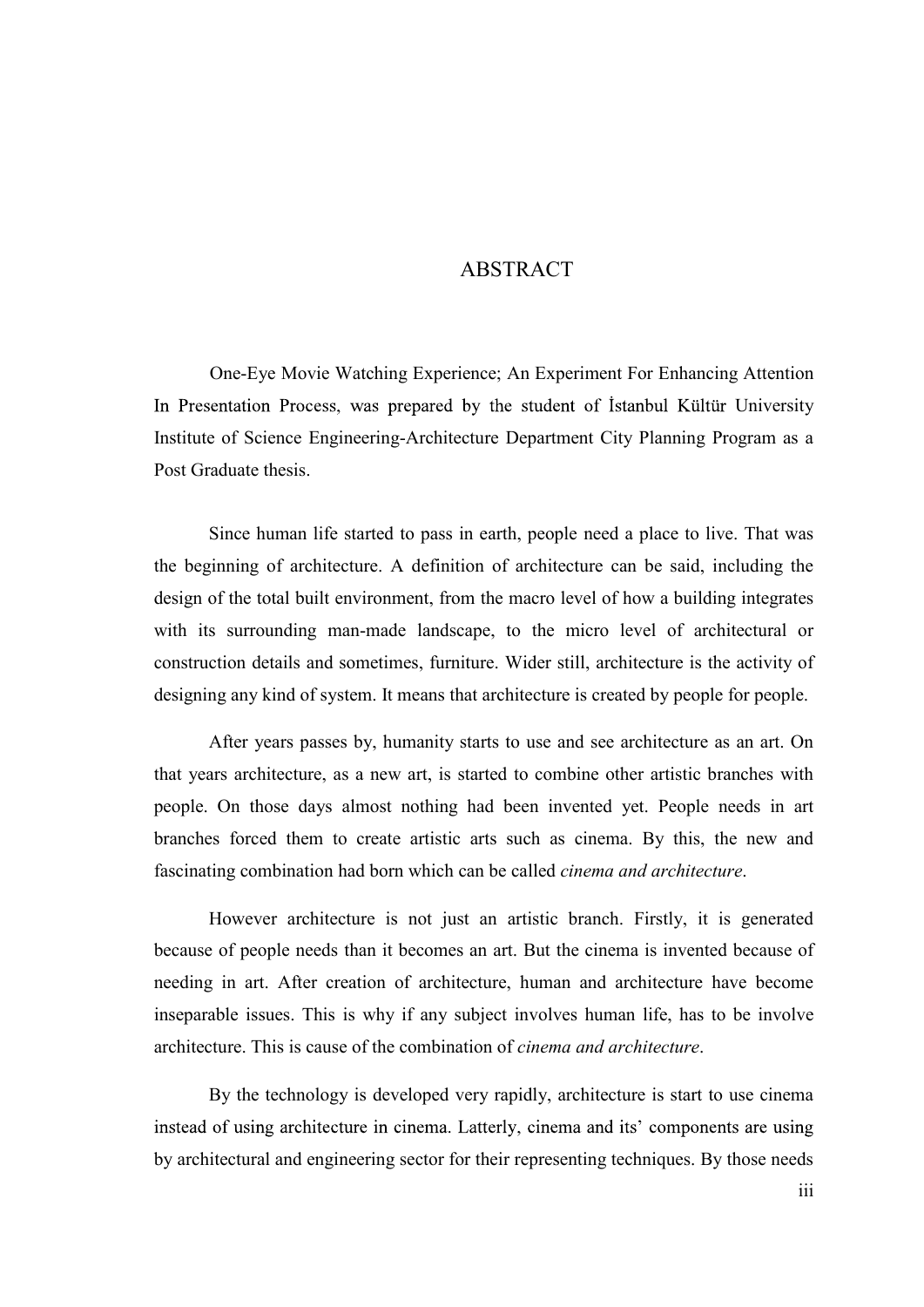# ABSTRACT

One-Eye Movie Watching Experience; An Experiment For Enhancing Attention In Presentation Process, was prepared by the student of İstanbul Kültür University Institute of Science Engineering-Architecture Department City Planning Program as a Post Graduate thesis.

Since human life started to pass in earth, people need a place to live. That was the beginning of architecture. A definition of architecture can be said, including the design of the total built environment, from the macro level of how a building integrates with its surrounding man-made landscape, to the micro level of architectural or construction details and sometimes, furniture. Wider still, architecture is the activity of designing any kind of system. It means that architecture is created by people for people.

After years passes by, humanity starts to use and see architecture as an art. On that years architecture, as a new art, is started to combine other artistic branches with people. On those days almost nothing had been invented yet. People needs in art branches forced them to create artistic arts such as cinema. By this, the new and fascinating combination had born which can be called *cinema and architecture*.

However architecture is not just an artistic branch. Firstly, it is generated because of people needs than it becomes an art. But the cinema is invented because of needing in art. After creation of architecture, human and architecture have become inseparable issues. This is why if any subject involves human life, has to be involve architecture. This is cause of the combination of *cinema and architecture*.

By the technology is developed very rapidly, architecture is start to use cinema instead of using architecture in cinema. Latterly, cinema and its' components are using by architectural and engineering sector for their representing techniques. By those needs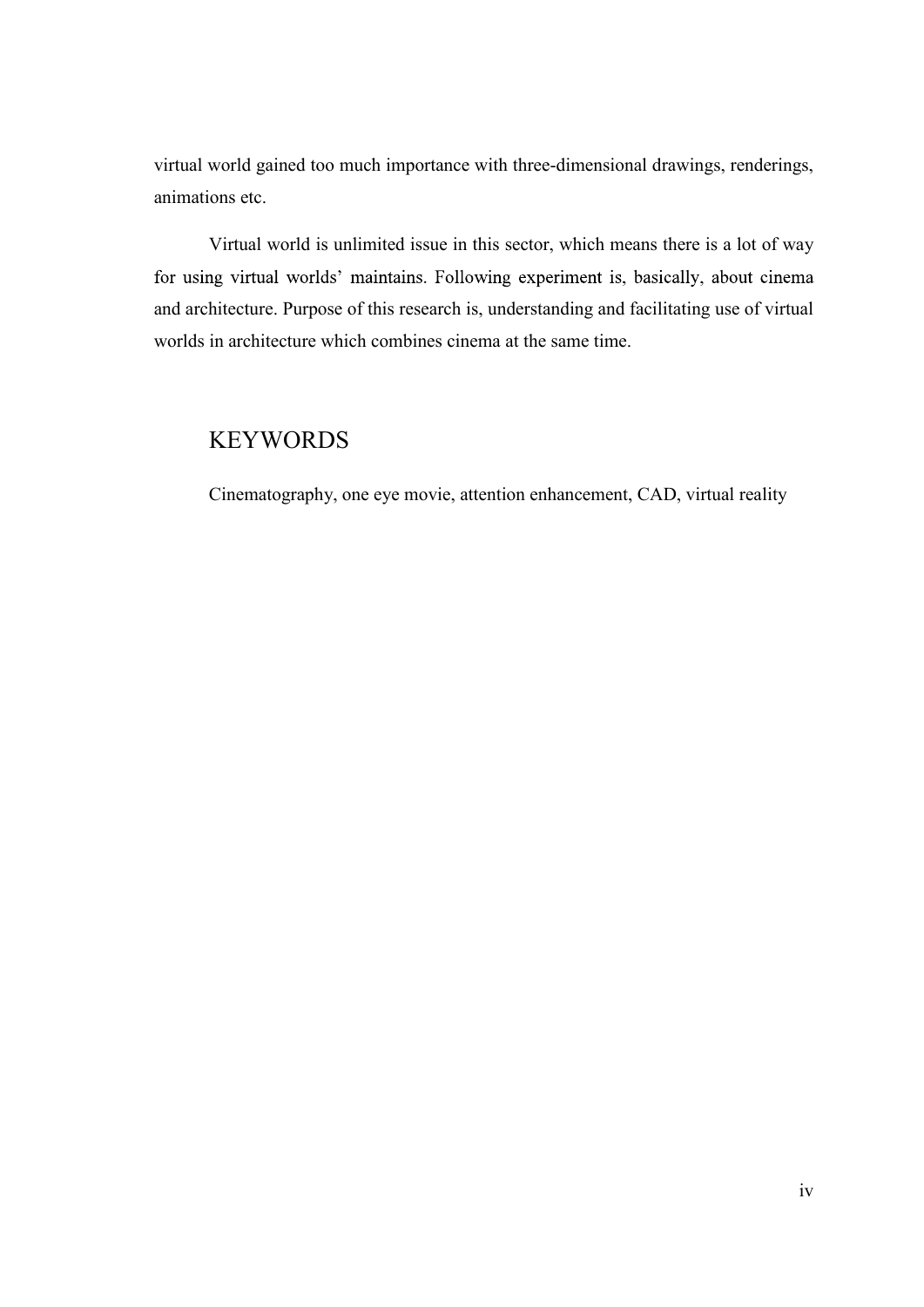virtual world gained too much importance with three-dimensional drawings, renderings, animations etc.

Virtual world is unlimited issue in this sector, which means there is a lot of way for using virtual worlds' maintains. Following experiment is, basically, about cinema and architecture. Purpose of this research is, understanding and facilitating use of virtual worlds in architecture which combines cinema at the same time.

## KEYWORDS

Cinematography, one eye movie, attention enhancement, CAD, virtual reality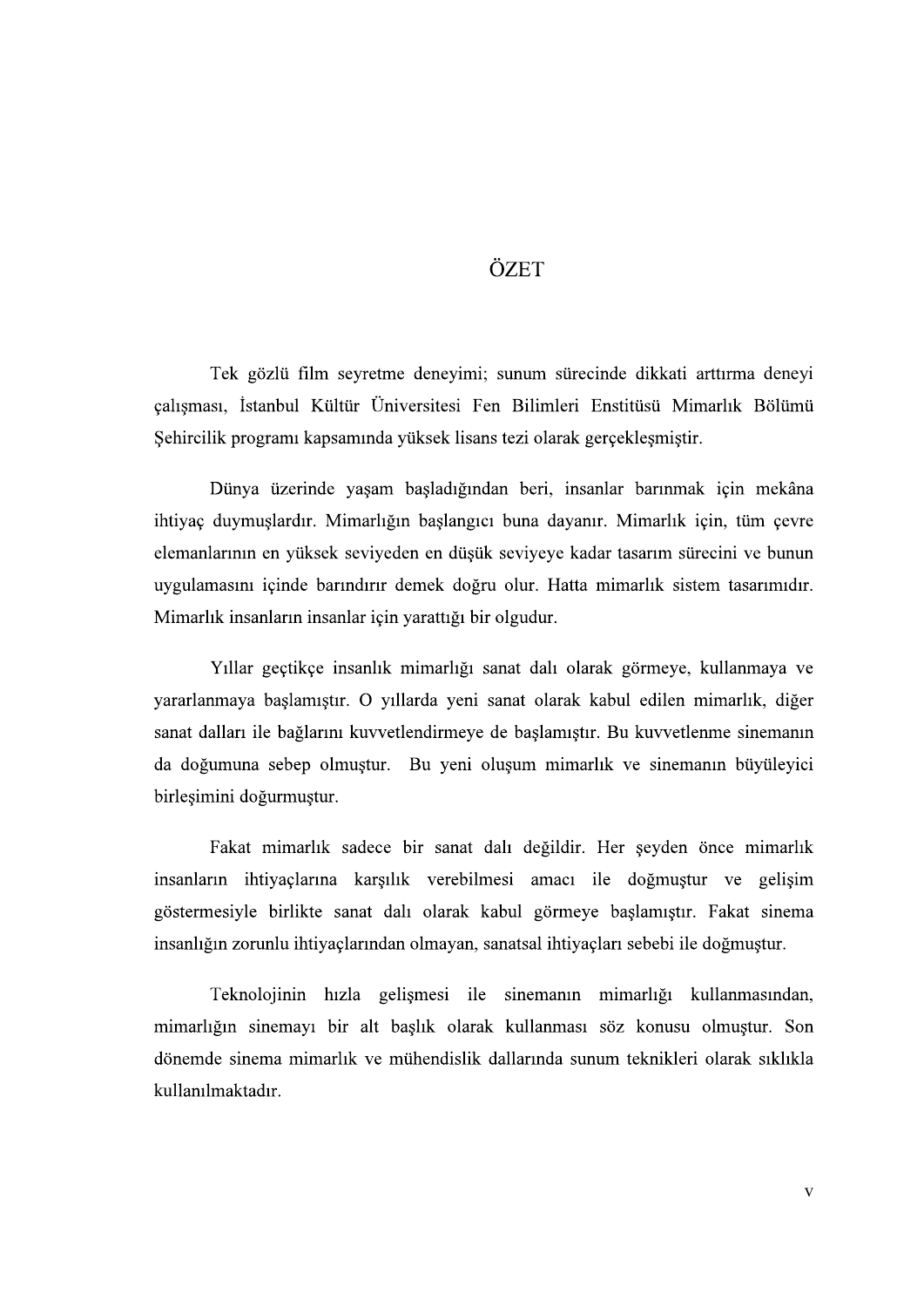# ÖZET

Tek gözlü film seyretme deneyimi; sunum sürecinde dikkati arttırma deneyi çalışması, İstanbul Kültür Üniversitesi Fen Bilimleri Enstitüsü Mimarlık Bölümü Şehircilik programı kapsamında yüksek lisans tezi olarak gerçekleşmiştir.

Dünya üzerinde yaşam başladığından beri, insanlar barınmak için mekâna ihtiyaç duymuşlardır. Mimarlığın başlangıcı buna dayanır. Mimarlık için, tüm çevre elemanlarının en yüksek seviyeden en düşük seviyeye kadar tasarım sürecini ve bunun uygulamasını içinde barındırır demek doğru olur. Hatta mimarlık sistem tasarımıdır. Mimarlık insanların insanlar için yarattığı bir olgudur.

Yıllar geçtikçe insanlık mimarlığı sanat dalı olarak görmeye, kullanmaya ve yararlanmaya başlamıştır. O yıllarda yeni sanat olarak kabul edilen mimarlık, diğer sanat dalları ile bağlarını kuvvetlendirmeye de başlamıştır. Bu kuvvetlenme sinemanın da doğumuna sebep olmuştur. Bu yeni oluşum mimarlık ve sinemanın büyüleyici birleşimini doğurmuştur.

Fakat mimarlık sadece bir sanat dalı değildir. Her şeyden önce mimarlık insanların ihtiyaçlarına karşılık verebilmesi amacı ile doğmuştur ve gelişim göstermesiyle birlikte sanat dalı olarak kabul görmeye başlamıştır. Fakat sinema insanlığın zorunlu ihtiyaçlarından olmayan, sanatsal ihtiyaçları sebebi ile doğmuştur.

Teknolojinin hızla gelişmesi ile sinemanın mimarlığı kullanmasından, mimarlığın sinemayı bir alt başlık olarak kullanması söz konusu olmuştur. Son dönemde sinema mimarlık ve mühendislik dallarında sunum teknikleri olarak sıklıkla kullanılmaktadır.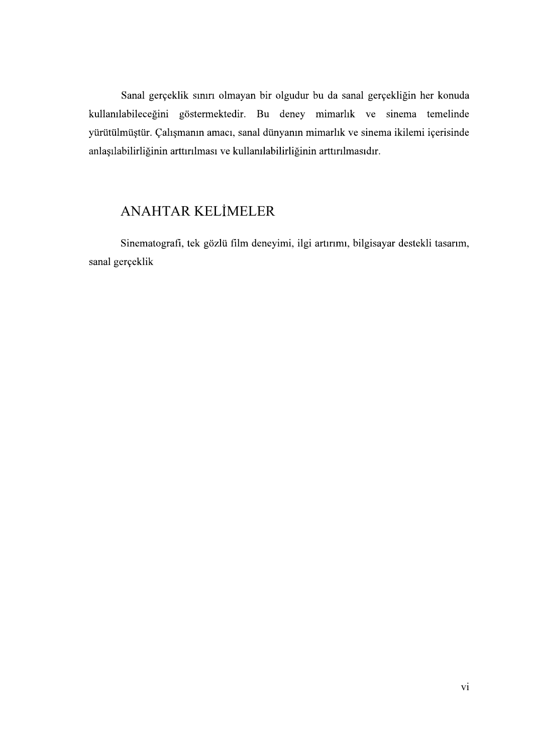Sanal gerçeklik sınırı olmayan bir olgudur bu da sanal gerçekliğin her konuda kullanılabileceğini göstermektedir. Bu deney mimarlık ve sinema temelinde yürütülmüştür. Çalışmanın amacı, sanal dünyanın mimarlık ve sinema ikilemi içerisinde anlaşılabilirliğinin arttırılması ve kullanılabilirliğinin arttırılmasıdır.

## ANAHTAR KELİMELER

Sinematografi, tek gözlü film deneyimi, ilgi artırımı, bilgisayar destekli tasarım, sanal gerçeklik